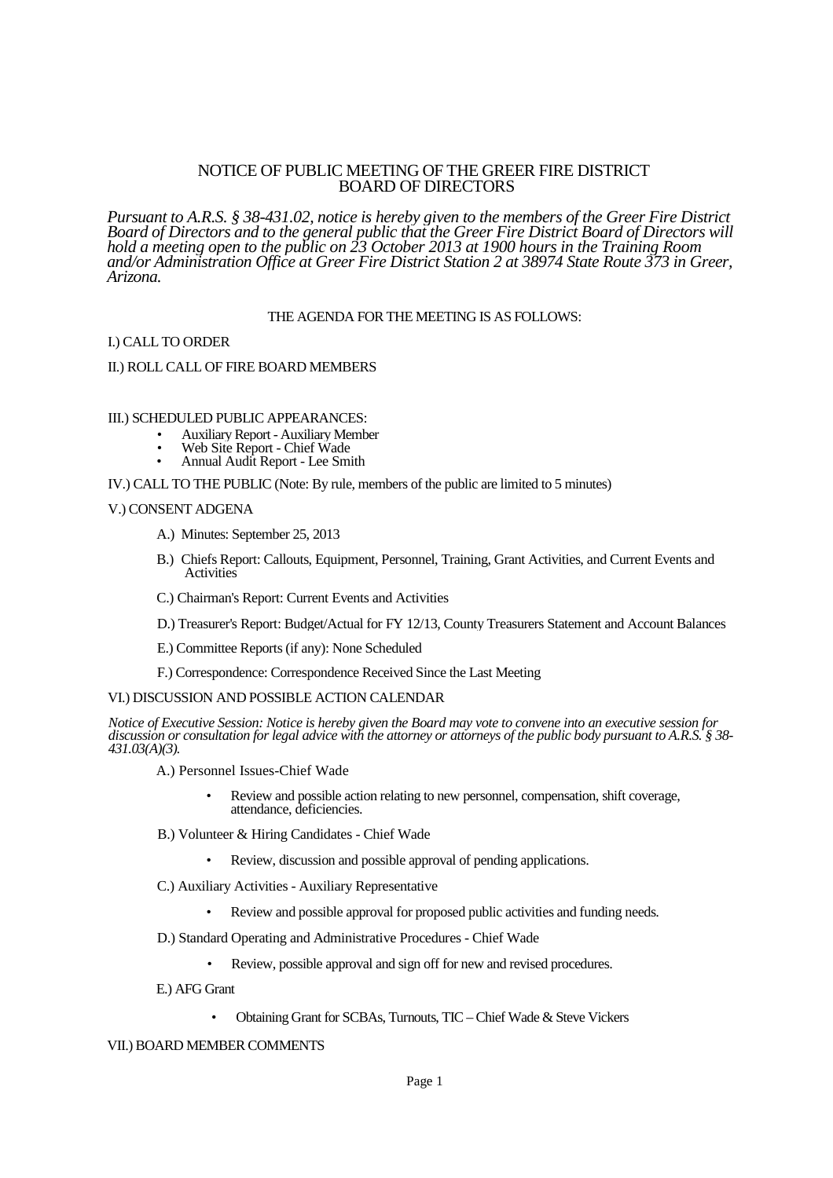# NOTICE OF PUBLIC MEETING OF THE GREER FIRE DISTRICT BOARD OF DIRECTORS

*Pursuant to A.R.S. § 38-431.02, notice is hereby given to the members of the Greer Fire District Board of Directors and to the general public that the Greer Fire District Board of Directors will hold a meeting open to the public on 23 October 2013 at 1900 hours in the Training Room and/or Administration Office at Greer Fire District Station 2 at 38974 State Route 373 in Greer, Arizona.*

THE AGENDA FOR THE MEETING IS AS FOLLOWS:

I.) CALL TO ORDER

II.) ROLL CALL OF FIRE BOARD MEMBERS

III.) SCHEDULED PUBLIC APPEARANCES:

- Auxiliary Report - Auxiliary Member
- Web Site Report - Chief Wade
- Annual Audit Report - Lee Smith

IV.) CALL TO THE PUBLIC (Note: By rule, members of the public are limited to 5 minutes)

V.) CONSENT ADGENA

A.) Minutes: September 25, 2013

B.) Chiefs Report: Callouts, Equipment, Personnel, Training, Grant Activities, and Current Events and Activities

C.) Chairman's Report: Current Events and Activities

D.) Treasurer's Report: Budget/Actual for FY 12/13, County Treasurers Statement and Account Balances

E.) Committee Reports (if any): None Scheduled

F.) Correspondence: Correspondence Received Since the Last Meeting

VI.) DISCUSSION AND POSSIBLE ACTION CALENDAR

*Notice of Executive Session: Notice is hereby given the Board may vote to convene into an executive session for discussion or consultation for legal advice with the attorney or attorneys of the public body pursuant to A.R.S. § 38-431.03(A)(3).*

A.) Personnel Issues-Chief Wade

- Review and possible action relating to new personnel, compensation, shift coverage, attendance, deficiencies.

B.) Volunteer & Hiring Candidates - Chief Wade

- Review, discussion and possible approval of pending applications.

C.) Auxiliary Activities - Auxiliary Representative

- Review and possible approval for proposed public activities and funding needs.

D.) Standard Operating and Administrative Procedures - Chief Wade

- Review, possible approval and sign off for new and revised procedures.

E.) AFG Grant

- Obtaining Grant for SCBAs, Turnouts, TIC – Chief Wade & Steve Vickers

VII.) BOARD MEMBER COMMENTS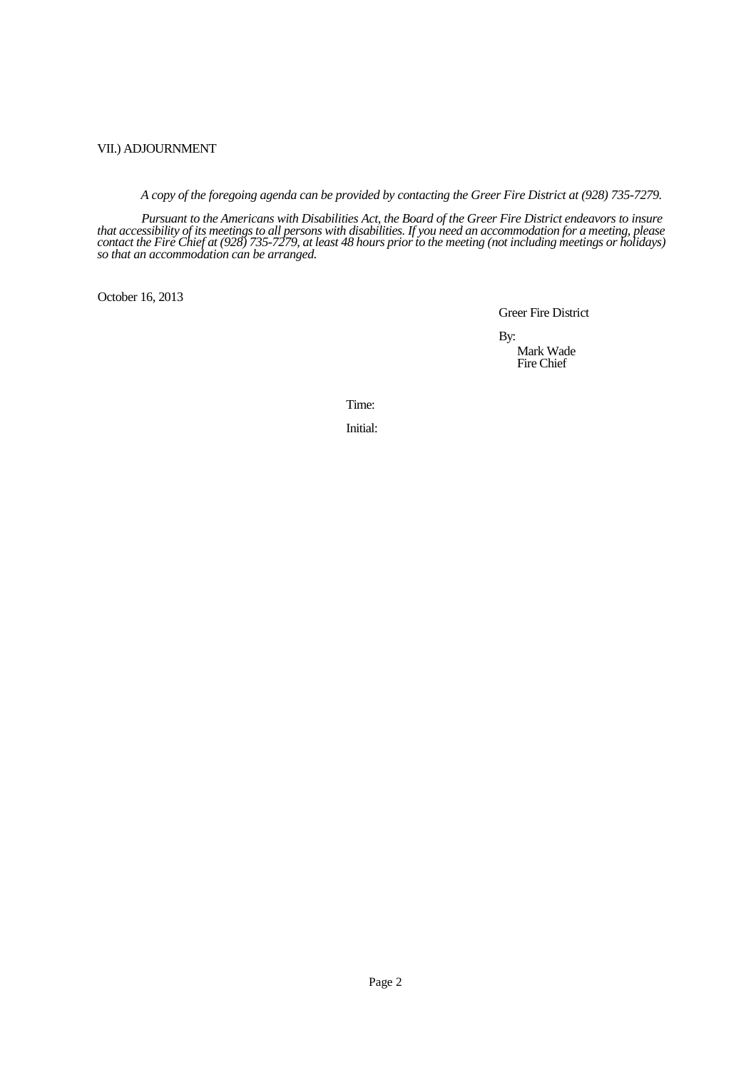VII.) ADJOURNMENT

*A copy of the foregoing agenda can be provided by contacting the Greer Fire District at (928) 735-7279.*

*Pursuant to the Americans with Disabilities Act, the Board of the Greer Fire District endeavors to insure that accessibility of its meetings to all persons with disabilities. If you need an accommodation for a meeting, please contact the Fire Chief at (928) 735-7279, at least 48 hours prior to the meeting (not including meetings or holidays) so that an accommodation can be arranged.*

October 16, 2013

Greer Fire District

By:
Mark Wade
Fire Chief

Time:

Initial: